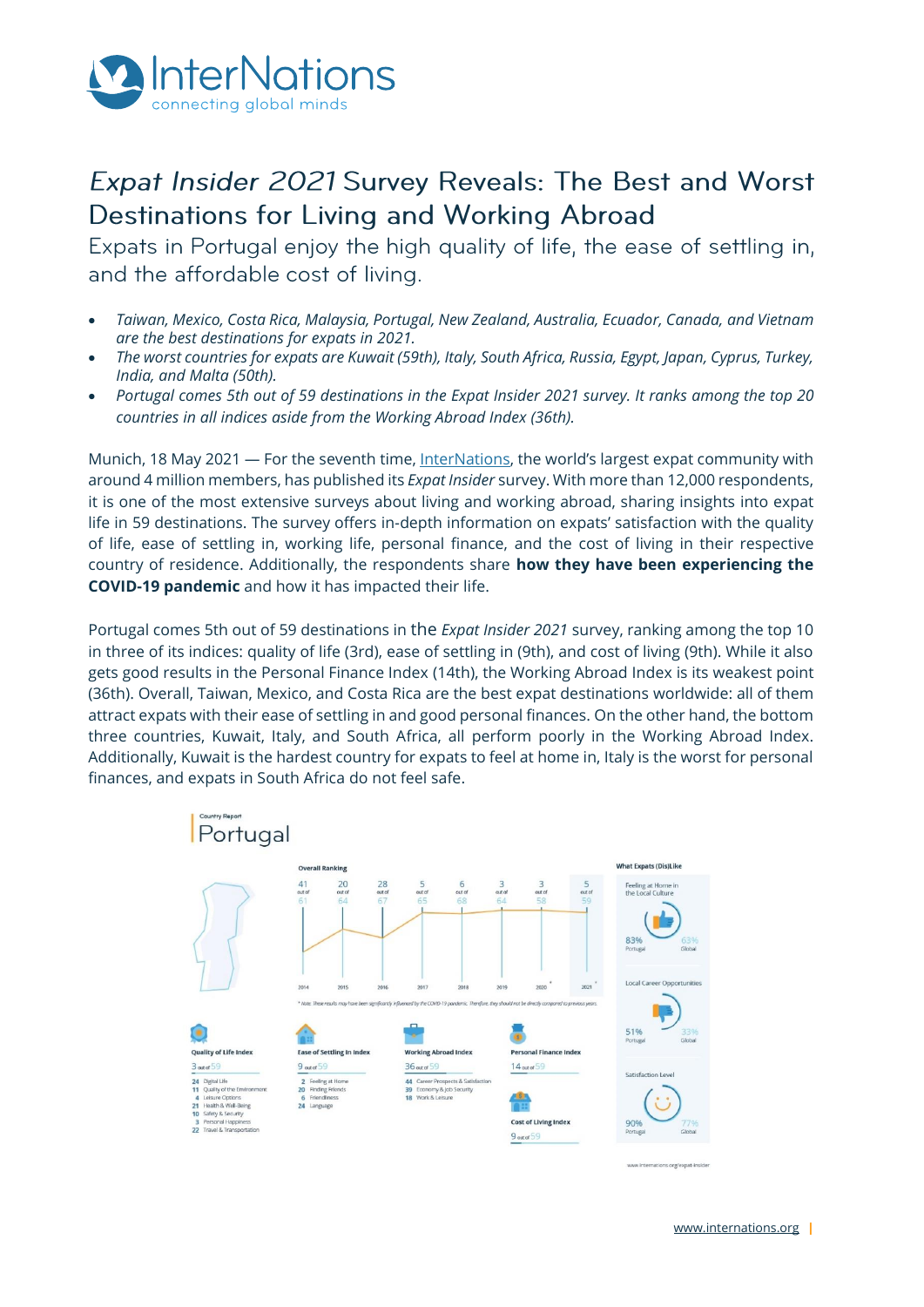# *Expat Insider 2021* Survey Reveals: The Best and Worst Destinations for Living and Working Abroad

Expats in Portugal enjoy the high quality of life, the ease of settling in, and the affordable cost of living.

- *Taiwan, Mexico, Costa Rica, Malaysia, Portugal, New Zealand, Australia, Ecuador, Canada, and Vietnam are the best destinations for expats in 2021.*
- *The worst countries for expats are Kuwait (59th), Italy, South Africa, Russia, Egypt, Japan, Cyprus, Turkey, India, and Malta (50th).*
- *Portugal comes 5th out of 59 destinations in the Expat Insider 2021 survey. It ranks among the top 20 countries in all indices aside from the Working Abroad Index (36th).*

Munich, 18 May 2021 — For the seventh time, InterNations, the world's largest expat community with around 4 million members, has published its *Expat Insider* survey. With more than 12,000 respondents, it is one of the most extensive surveys about living and working abroad, sharing insights into expat life in 59 destinations. The survey offers in-depth information on expats' satisfaction with the quality of life, ease of settling in, working life, personal finance, and the cost of living in their respective country of residence. Additionally, the respondents share **how they have been experiencing the COVID-19 pandemic** and how it has impacted their life.

Portugal comes 5th out of 59 destinations in the *Expat Insider 2021* survey, ranking among the top 10 in three of its indices: quality of life (3rd), ease of settling in (9th), and cost of living (9th). While it also gets good results in the Personal Finance Index (14th), the Working Abroad Index is its weakest point (36th). Overall, Taiwan, Mexico, and Costa Rica are the best expat destinations worldwide: all of them attract expats with their ease of settling and good personal finances. On the other hand, the bottom three countries, Kuwait, Italy, and South Africa, all perform poorly in the Working Abroad Index. Additionally, Kuwait is the hardest country for expats to feel at home in, Italy is the worst for personal finances, and expats in South Africa do not feel safe.

Country Report

## Portugal

**Overall Ranking**

| 2014 | 2015 | 2016 | 2017 | 2018 | 2019 | 2020* | 2021* |
|---|---|---|---|---|---|---|---|
| 41 out of 61 | 20 out of 64 | 28 out of 67 | 5 out of 65 | 6 out of 68 | 3 out of 64 | 3 out of 58 | 5 out of 59 |

\* Note: These results may have been significantly influenced by the COVID-19 pandemic. Therefore, they should not be directly compared to previous years.

**Quality of Life Index** — 3 out of 59
- 24 Digital Life
- 11 Quality of the Environment
- 4 Leisure Options
- 21 Health & Well-Being
- 10 Safety & Security
- 3 Personal Happiness
- 22 Travel & Transportation

**Ease of Settling In Index** — 9 out of 59
- 2 Feeling at Home
- 20 Finding Friends
- 6 Friendliness
- 24 Language

**Working Abroad Index** — 36 out of 59
- 44 Career Prospects & Satisfaction
- 39 Economy & Job Security
- 18 Work & Leisure

**Personal Finance Index** — 14 out of 59

**Cost of Living Index** — 9 out of 59

**What Expats (Dis)Like**

| | Portugal | Global |
|---|---|---|
| Feeling at Home in the Local Culture | 83% | 63% |
| Local Career Opportunities | 51% | 33% |
| Satisfaction Level | 90% | 77% |

www.internations.org/expat-insider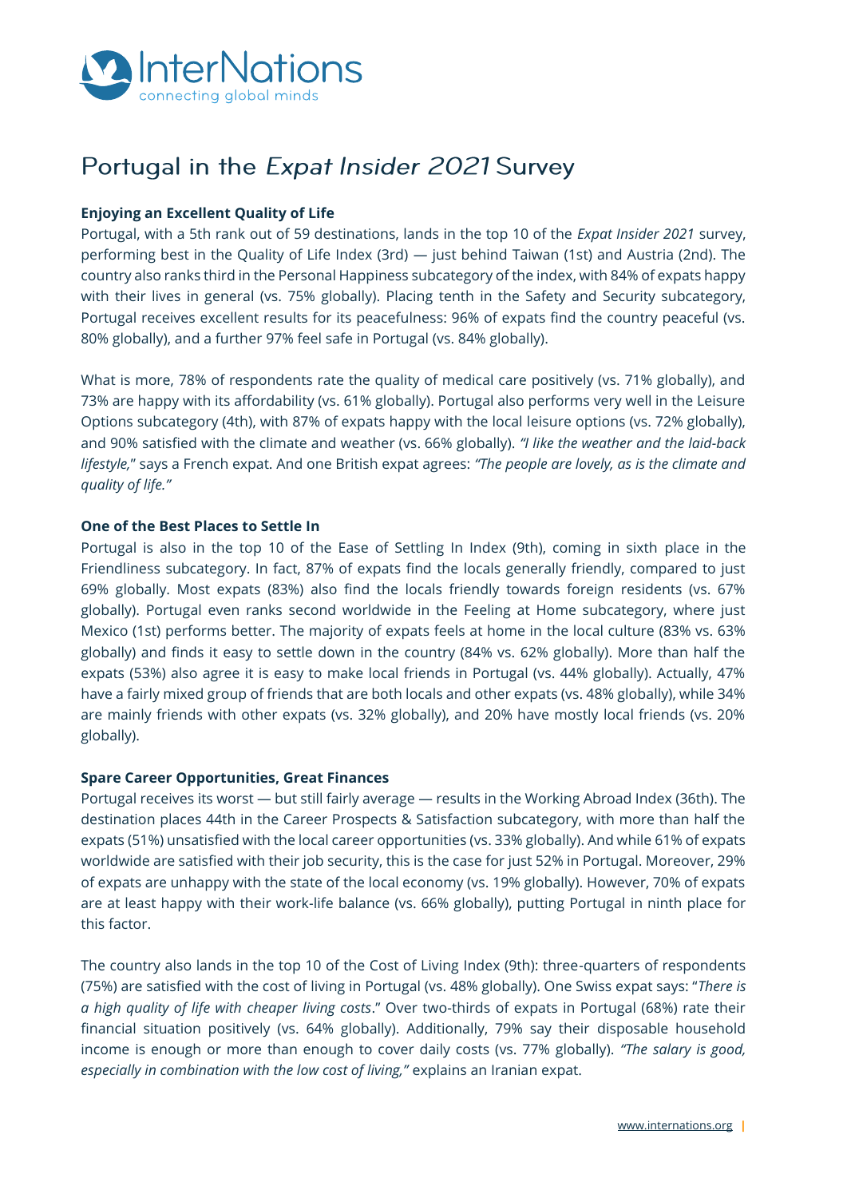# Portugal in the *Expat Insider 2021* Survey

**Enjoying an Excellent Quality of Life**

Portugal, with a 5th rank out of 59 destinations, lands in the top 10 of the *Expat Insider 2021* survey, performing best in the Quality of Life Index (3rd) — just behind Taiwan (1st) and Austria (2nd). The country also ranks third in the Personal Happiness subcategory of the index, with 84% of expats happy with their lives in general (vs. 75% globally). Placing tenth in the Safety and Security subcategory, Portugal receives excellent results for its peacefulness: 96% of expats find the country peaceful (vs. 80% globally), and a further 97% feel safe in Portugal (vs. 84% globally).

What is more, 78% of respondents rate the quality of medical care positively (vs. 71% globally), and 73% are happy with its affordability (vs. 61% globally). Portugal also performs very well in the Leisure Options subcategory (4th), with 87% of expats happy with the local leisure options (vs. 72% globally), and 90% satisfied with the climate and weather (vs. 66% globally). *"I like the weather and the laid-back lifestyle,"* says a French expat. And one British expat agrees: *"The people are lovely, as is the climate and quality of life."*

**One of the Best Places to Settle In**

Portugal is also in the top 10 of the Ease of Settling In Index (9th), coming in sixth place in the Friendliness subcategory. In fact, 87% of expats find the locals generally friendly, compared to just 69% globally. Most expats (83%) also find the locals friendly towards foreign residents (vs. 67% globally). Portugal even ranks second worldwide in the Feeling at Home subcategory, where just Mexico (1st) performs better. The majority of expats feels at home in the local culture (83% vs. 63% globally) and finds it easy to settle down in the country (84% vs. 62% globally). More than half the expats (53%) also agree it is easy to make local friends in Portugal (vs. 44% globally). Actually, 47% have a fairly mixed group of friends that are both locals and other expats (vs. 48% globally), while 34% are mainly friends with other expats (vs. 32% globally), and 20% have mostly local friends (vs. 20% globally).

**Spare Career Opportunities, Great Finances**

Portugal receives its worst — but still fairly average — results in the Working Abroad Index (36th). The destination places 44th in the Career Prospects & Satisfaction subcategory, with more than half the expats (51%) unsatisfied with the local career opportunities (vs. 33% globally). And while 61% of expats worldwide are satisfied with their job security, this is the case for just 52% in Portugal. Moreover, 29% of expats are unhappy with the state of the local economy (vs. 19% globally). However, 70% of expats are at least happy with their work-life balance (vs. 66% globally), putting Portugal in ninth place for this factor.

The country also lands in the top 10 of the Cost of Living Index (9th): three-quarters of respondents (75%) are satisfied with the cost of living in Portugal (vs. 48% globally). One Swiss expat says: "*There is a high quality of life with cheaper living costs*." Over two-thirds of expats in Portugal (68%) rate their financial situation positively (vs. 64% globally). Additionally, 79% say their disposable household income is enough or more than enough to cover daily costs (vs. 77% globally). *"The salary is good, especially in combination with the low cost of living,"* explains an Iranian expat.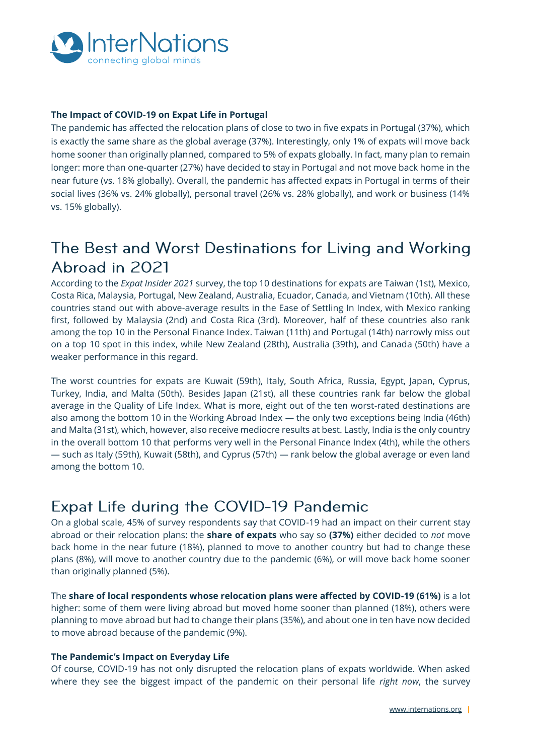**The Impact of COVID-19 on Expat Life in Portugal**

The pandemic has affected the relocation plans of close to two in five expats in Portugal (37%), which is exactly the same share as the global average (37%). Interestingly, only 1% of expats will move back home sooner than originally planned, compared to 5% of expats globally. In fact, many plan to remain longer: more than one-quarter (27%) have decided to stay in Portugal and not move back home in the near future (vs. 18% globally). Overall, the pandemic has affected expats in Portugal in terms of their social lives (36% vs. 24% globally), personal travel (26% vs. 28% globally), and work or business (14% vs. 15% globally).

## The Best and Worst Destinations for Living and Working Abroad in 2021

According to the *Expat Insider 2021* survey, the top 10 destinations for expats are Taiwan (1st), Mexico, Costa Rica, Malaysia, Portugal, New Zealand, Australia, Ecuador, Canada, and Vietnam (10th). All these countries stand out with above-average results in the Ease of Settling In Index, with Mexico ranking first, followed by Malaysia (2nd) and Costa Rica (3rd). Moreover, half of these countries also rank among the top 10 in the Personal Finance Index. Taiwan (11th) and Portugal (14th) narrowly miss out on a top 10 spot in this index, while New Zealand (28th), Australia (39th), and Canada (50th) have a weaker performance in this regard.

The worst countries for expats are Kuwait (59th), Italy, South Africa, Russia, Egypt, Japan, Cyprus, Turkey, India, and Malta (50th). Besides Japan (21st), all these countries rank far below the global average in the Quality of Life Index. What is more, eight out of the ten worst-rated destinations are also among the bottom 10 in the Working Abroad Index — the only two exceptions being India (46th) and Malta (31st), which, however, also receive mediocre results at best. Lastly, India is the only country in the overall bottom 10 that performs very well in the Personal Finance Index (4th), while the others — such as Italy (59th), Kuwait (58th), and Cyprus (57th) — rank below the global average or even land among the bottom 10.

## Expat Life during the COVID-19 Pandemic

On a global scale, 45% of survey respondents say that COVID-19 had an impact on their current stay abroad or their relocation plans: the **share of expats** who say so **(37%)** either decided to *not* move back home in the near future (18%), planned to move to another country but had to change these plans (8%), will move to another country due to the pandemic (6%), or will move back home sooner than originally planned (5%).

The **share of local respondents whose relocation plans were affected by COVID-19 (61%)** is a lot higher: some of them were living abroad but moved home sooner than planned (18%), others were planning to move abroad but had to change their plans (35%), and about one in ten have now decided to move abroad because of the pandemic (9%).

**The Pandemic's Impact on Everyday Life**

Of course, COVID-19 has not only disrupted the relocation plans of expats worldwide. When asked where they see the biggest impact of the pandemic on their personal life *right now*, the survey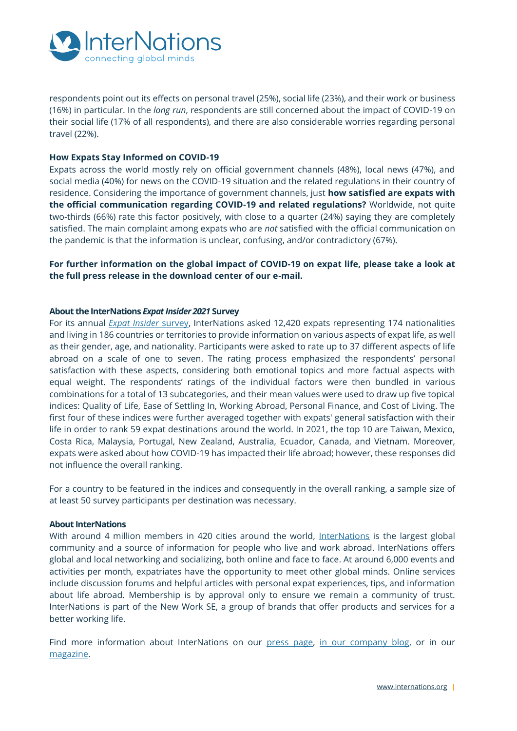respondents point out its effects on personal travel (25%), social life (23%), and their work or business (16%) in particular. In the *long run*, respondents are still concerned about the impact of COVID-19 on their social life (17% of all respondents), and there are also considerable worries regarding personal travel (22%).

### How Expats Stay Informed on COVID-19

Expats across the world mostly rely on official government channels (48%), local news (47%), and social media (40%) for news on the COVID-19 situation and the related regulations in their country of residence. Considering the importance of government channels, just **how satisfied are expats with the official communication regarding COVID-19 and related regulations?** Worldwide, not quite two-thirds (66%) rate this factor positively, with close to a quarter (24%) saying they are completely satisfied. The main complaint among expats who are *not* satisfied with the official communication on the pandemic is that the information is unclear, confusing, and/or contradictory (67%).

**For further information on the global impact of COVID-19 on expat life, please take a look at the full press release in the download center of our e-mail.**

### About the InterNations *Expat Insider 2021* Survey

For its annual [*Expat Insider* survey](), InterNations asked 12,420 expats representing 174 nationalities and living in 186 countries or territories to provide information on various aspects of expat life, as well as their gender, age, and nationality. Participants were asked to rate up to 37 different aspects of life abroad on a scale of one to seven. The rating process emphasized the respondents' personal satisfaction with these aspects, considering both emotional topics and more factual aspects with equal weight. The respondents' ratings of the individual factors were then bundled in various combinations for a total of 13 subcategories, and their mean values were used to draw up five topical indices: Quality of Life, Ease of Settling In, Working Abroad, Personal Finance, and Cost of Living. The first four of these indices were further averaged together with expats' general satisfaction with their life in order to rank 59 expat destinations around the world. In 2021, the top 10 are Taiwan, Mexico, Costa Rica, Malaysia, Portugal, New Zealand, Australia, Ecuador, Canada, and Vietnam. Moreover, expats were asked about how COVID-19 has impacted their life abroad; however, these responses did not influence the overall ranking.

For a country to be featured in the indices and consequently in the overall ranking, a sample size of at least 50 survey participants per destination was necessary.

### About InterNations

With around 4 million members in 420 cities around the world, [InterNations]() is the largest global community and a source of information for people who live and work abroad. InterNations offers global and local networking and socializing, both online and face to face. At around 6,000 events and activities per month, expatriates have the opportunity to meet other global minds. Online services include discussion forums and helpful articles with personal expat experiences, tips, and information about life abroad. Membership is by approval only to ensure we remain a community of trust. InterNations is part of the New Work SE, a group of brands that offer products and services for a better working life.

Find more information about InterNations on our [press page](), [in our company blog,]() or in our [magazine]().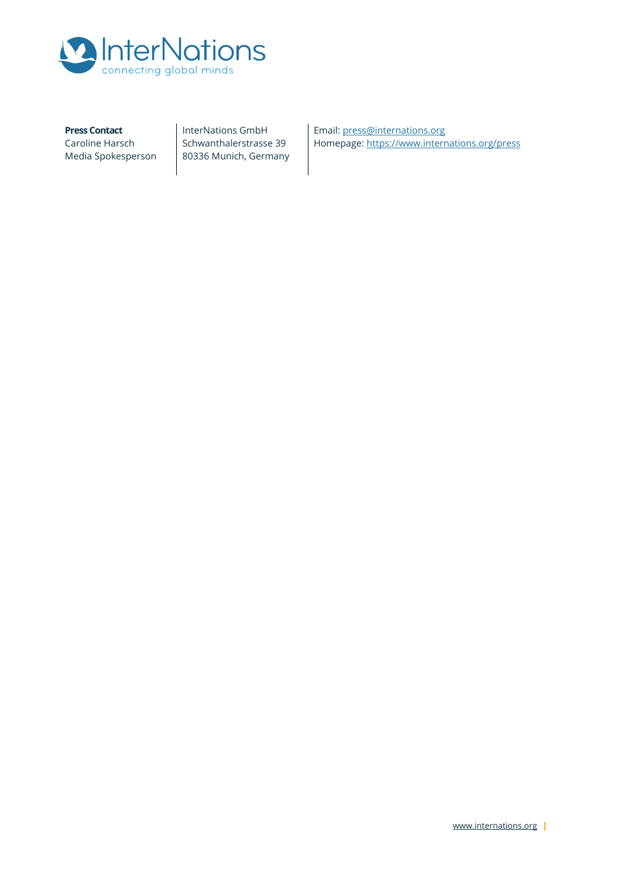**Press Contact**
Caroline Harsch
Media Spokesperson

InterNations GmbH
Schwanthalerstrasse 39
80336 Munich, Germany

Email: press@internations.org
Homepage: https://www.internations.org/press